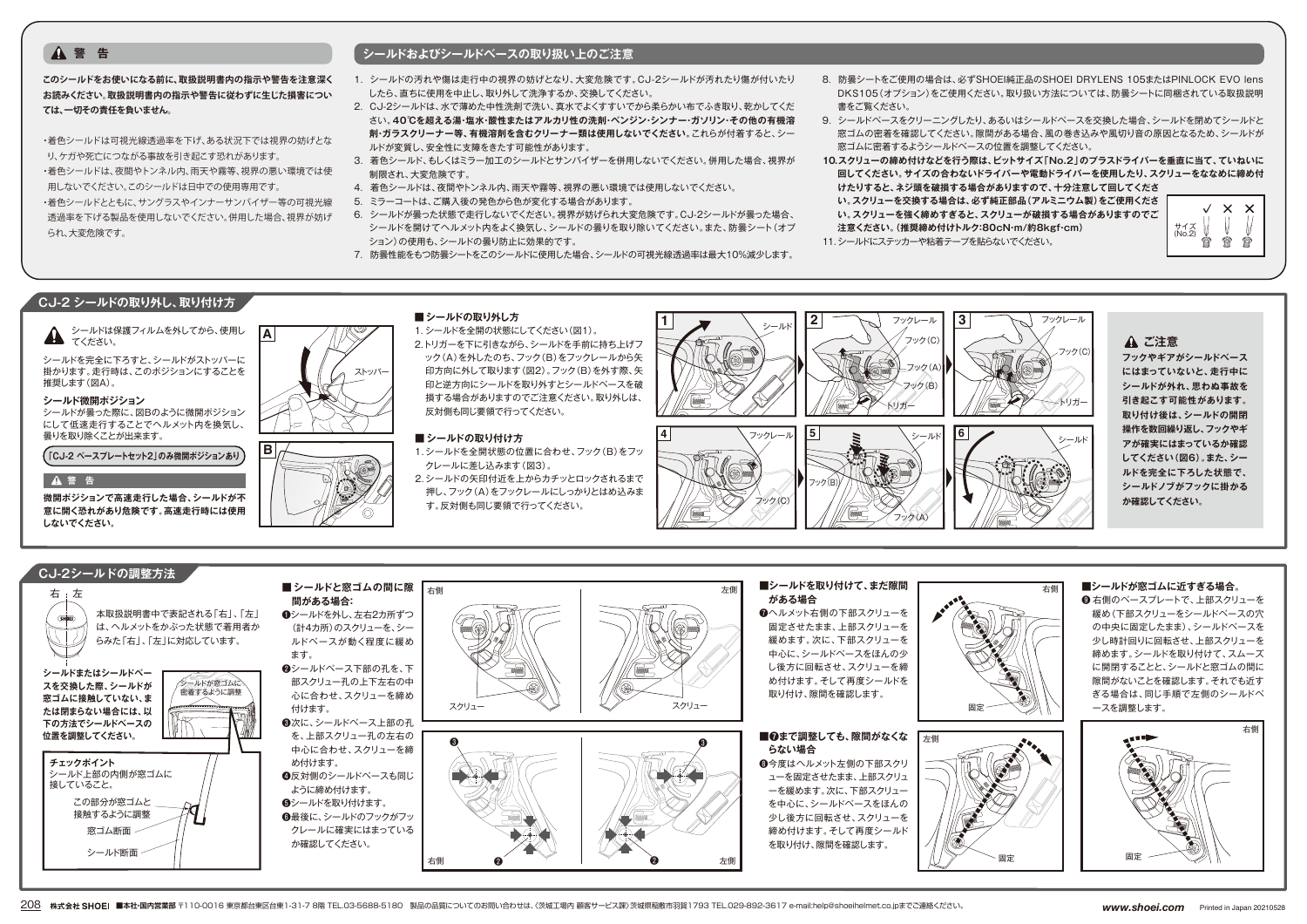## ⚠ 警　告

**このシールドをお使いになる前に、取扱説明書内の指示や警告を注意深くお読みください。取扱説明書内の指示や警告に従わずに生じた損害については、一切その責任を負いません。**

- 着色シールドは可視光線透過率を下げ、ある状況下では視界の妨げとなり、ケガや死亡につながる事故を引き起こす恐れがあります。
- 着色シールドは、夜間やトンネル内、雨天や霧等、視界の悪い環境では使用しないでください。このシールドは日中での使用専用です。
- 着色シールドとともに、サングラスやインナーサンバイザー等の可視光線透過率を下げる製品を使用しないでください。併用した場合、視界が妨げられ、大変危険です。

## シールドおよびシールドベースの取り扱い上のご注意

1. シールドの汚れや傷は走行中の視界の妨げとなり、大変危険です。CJ-2シールドが汚れたり傷が付いたりしたら、直ちに使用を中止し、取り外して洗浄するか、交換してください。
2. CJ-2シールドは、水で薄めた中性洗剤で洗い、真水でよくすすいでから柔らかい布でふき取り、乾かしてください。**40℃を超える湯・塩水・酸性またはアルカリ性の洗剤・ベンジン・シンナー・ガソリン・その他の有機溶剤・ガラスクリーナー等、有機溶剤を含むクリーナー類は使用しないでください。**これらが付着すると、シールドが変質し、安全性に支障をきたす可能性があります。
3. 着色シールド、もしくはミラー加工のシールドとサンバイザーを併用しないでください。併用した場合、視界が制限され、大変危険です。
4. 着色シールドは、夜間やトンネル内、雨天や霧等、視界の悪い環境では使用しないでください。
5. ミラーコートは、ご購入後の発色から色が変化する場合があります。
6. シールドが曇った状態で走行しないでください。視界が妨げられ大変危険です。CJ-2シールドが曇った場合、シールドを開けてヘルメット内をよく換気し、シールドの曇りを取り除いてください。また、防曇シート（オプション）の使用も、シールドの曇り防止に効果的です。
7. 防曇性能をもつ防曇シートをこのシールドに使用した場合、シールドの可視光線透過率は最大10%減少します。
8. 防曇シートをご使用の場合は、必ずSHOEI純正品のSHOEI DRYLENS 105またはPINLOCK EVO lens DKS105（オプション）をご使用ください。取り扱い方法については、防曇シートに同梱されている取扱説明書をご覧ください。
9. シールドベースをクリーニングしたり、あるいはシールドベースを交換した場合、シールドを閉めてシールドと窓ゴムの密着を確認してください。隙間がある場合、風の巻き込みや風切り音の原因となるため、シールドが窓ゴムに密着するようシールドベースの位置を調整してください。
10. **スクリューの締め付けなどを行う際は、ビットサイズ「No.2」のプラスドライバーを垂直に当て、ていねいに回してください。サイズの合わないドライバーや電動ドライバーを使用したり、スクリューをななめに締め付けたりすると、ネジ頭を破損する場合がありますので、十分注意して回してください。スクリューを交換する場合は、必ず純正部品（アルミニウム製）をご使用ください。スクリューを強く締めすぎると、スクリューが破損する場合がありますのでご注意ください。（推奨締め付けトルク：80cN・m/約8kgf・cm）**
11. シールドにステッカーや粘着テープを貼らないでください。

サイズ(No.2)　✓　✕　✕

## CJ-2 シールドの取り外し、取り付け方

⚠ シールドは保護フィルムを外してから、使用してください。

シールドを完全に下ろすと、シールドがストッパーに掛かります。走行時は、このポジションにすることを推奨します（図A）。

**シールド微開ポジション**
シールドが曇った際に、図Bのように微開ポジションにして低速走行することでヘルメット内を換気し、曇りを取り除くことが出来ます。

「CJ-2 ベースプレートセット2」のみ微開ポジションあり

**⚠ 警　告**
**微開ポジションで高速走行した場合、シールドが不意に開くと恐れがあり危険です。高速走行時には使用しないでください。**

A　ストッパー
B

### ■ シールドの取り外し方
1. シールドを全開の状態にしてください（図1）。
2. トリガーを下に引きながら、シールドを手前に持ち上げフック（A）を外したのち、フック（B）をフックレールから矢印方向に外して取ります（図2）。フック（B）を外す際、矢印と逆方向にシールドを取り外すとシールドベースを破損する場合がありますのでご注意ください。取り外しは、反対側も同じ要領で行ってください。

### ■ シールドの取り付け方
1. シールドを全開状態の位置に合わせ、フック（B）をフックレールに差し込みます（図3）。
2. シールドの矢印付近を上からカチッとロックされるまで押し、フック（A）をフックレールにしっかりとはめ込みます。反対側も同じ要領で行ってください。

1 シールド　2 フックレール フック(C) フック(A) フック(B) トリガー　3 フックレール フック(C) トリガー　4 フックレール フック(C)　5 シールド フック(B) フック(A)　6 シールド

**⚠ ご注意**
**フックやギアがシールドベースにはまっていないと、走行中にシールドが外れ、思わぬ事故を引き起こす可能性があります。取り付け後は、シールドの開閉操作を数回繰り返し、フックやギアが確実にはまっているか確認してください（図6）。また、シールドを完全に下ろした状態で、シールドノブがフックに掛かるか確認してください。**

## CJ-2シールドの調整方法

右｜左
本取扱説明書中で表記される「右」、「左」は、ヘルメットをかぶった状態で着用者からみた「右」、「左」に対応しています。

**シールドまたはシールドベースを交換した際、シールドが窓ゴムに接触していない、または閉まらない場合には、以下の方法でシールドベースの位置を調整してください。**

シールドが窓ゴムに密着するように調整

**チェックポイント**
シールド上部の内側が窓ゴムに接していること。

この部分が窓ゴムと接触するように調整
窓ゴム断面
シールド断面

### ■ シールドと窓ゴムの間に隙間がある場合:
❶シールドを外し、左右2カ所ずつ（計4カ所）のスクリューを、シールドベースが動く程度に緩めます。
❷シールドベース下部の孔を、下部スクリュー孔の上下左右の中心に合わせ、スクリューを締め付けます。
❸次に、シールドベース上部の孔を、上部スクリュー孔の左右の中心に合わせ、スクリューを締め付けます。
❹反対側のシールドベースも同じように締め付けます。
❺シールドを取り付けます。
❻最後に、シールドのフックがフックレールに確実にはまっているか確認してください。

右側　左側　スクリュー　スクリュー　右側　左側

### ■シールドを取り付けて、まだ隙間がある場合
❼ヘルメット右側の下部スクリューを固定させたまま、上部スクリューを緩めます。次に、下部スクリューを中心に、シールドベースをほんの少し後方に回転させ、スクリューを締め付けます。そして再度シールドを取り付け、隙間を確認します。

右側　固定

### ■❼まで調整しても、隙間がなくならない場合
❽今度はヘルメット左側の下部スクリューを固定させたまま、上部スクリューを緩めます。次に、下部スクリューを中心に、シールドベースをほんの少し後方に回転させ、スクリューを締め付けます。そして再度シールドを取り付け、隙間を確認します。

左側　固定

### ■シールドが窓ゴムに近すぎる場合。
❾右側のベースプレートで、上部スクリューを緩め（下部スクリューをシールドベースの穴の中央に固定したまま）、シールドベースを少し時計回りに回転させ、上部スクリューを締めます。シールドを取り付けて、スムーズに開閉することと、シールドと窓ゴムの間に隙間がないことを確認します。それでも近すぎる場合は、同じ手順で左側のシールドベースを調整します。

右側　固定

株式会社 SHOEI　■本社・国内営業部 〒110-0016 東京都台東区台東1-31-7 8階 TEL.03-5688-5180　製品の品質についてのお問い合わせは、〈茨城工場内 顧客サービス課〉茨城県稲敷市羽賀1793 TEL.029-892-3617 e-mail:help@shoeihelmet.co.jpまでご連絡ください。　www.shoei.com　Printed in Japan 20210528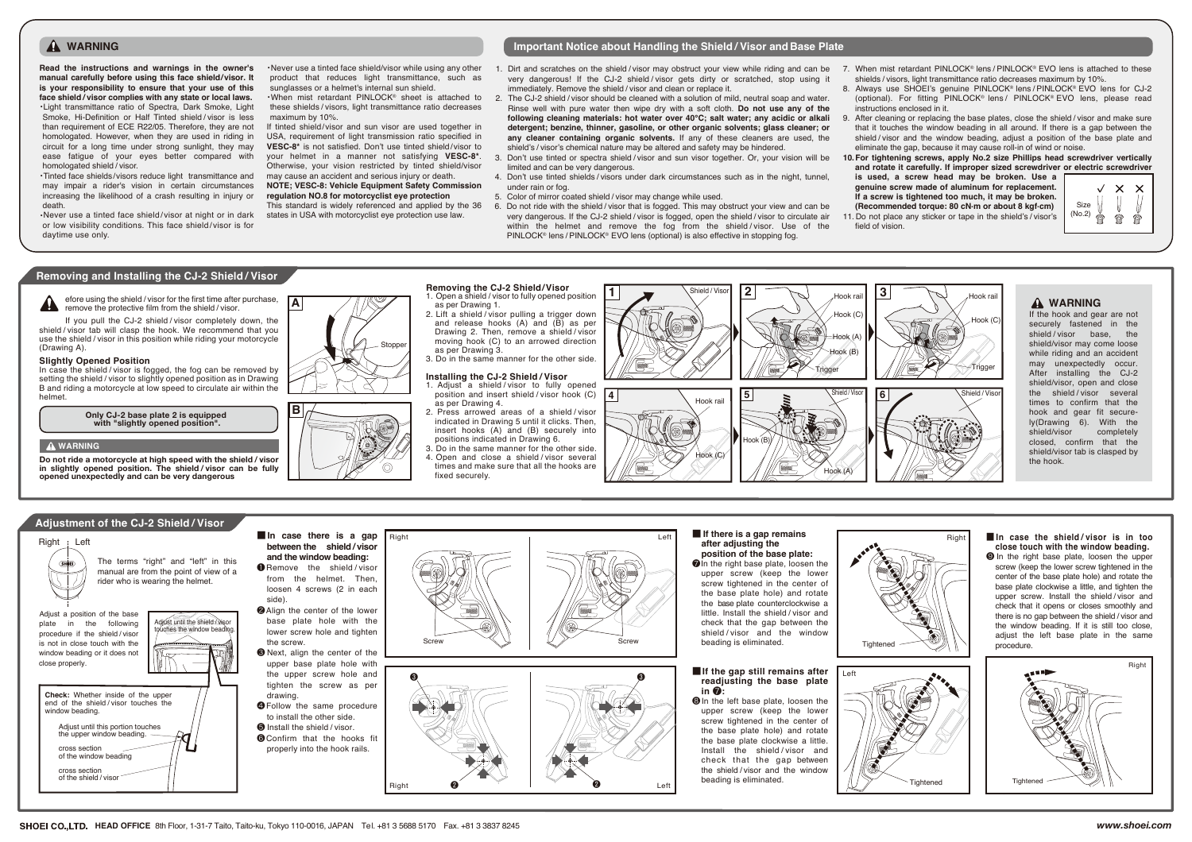## WARNING

**Read the instructions and warnings in the owner's manual carefully before using this face shield/visor. It is your responsibility to ensure that your use of this face shield/visor complies with any state or local laws.**

- Light transmittance ratio of Spectra, Dark Smoke, Light Smoke, Hi-Definition or Half Tinted shield/visor is less than requirement of ECE R22/05. Therefore, they are not homologated. However, when they are used in riding in circuit for a long time under strong sunlight, they may ease fatigue of your eyes better compared with homologated shield/visor.
- Tinted face shields/visors reduce light transmittance and may impair a rider's vision in certain circumstances increasing the likelihood of a crash resulting in injury or death.
- Never use a tinted face shield/visor at night or in dark or low visibility conditions. This face shield/visor is for daytime use only.
- Never use a tinted face shield/visor while using any other product that reduces light transmittance, such as sunglasses or a helmet's internal sun shield.
- When mist retardant PINLOCK® sheet is attached to these shields/visors, light transmittance ratio decreases maximum by 10%.

If tinted shield/visor and sun visor are used together in USA, requirement of light transmission ratio specified in **VESC-8*** is not satisfied. Don't use tinted shield/visor to your helmet in a manner not satisfying **VESC-8***. Otherwise, your vision restricted by tinted shield/visor may cause an accident and serious injury or death.

**NOTE; VESC-8: Vehicle Equipment Safety Commission regulation NO.8 for motorcyclist eye protection**

This standard is widely referenced and applied by the 36 states in USA with motorcyclist eye protection use law.

## Important Notice about Handling the Shield/Visor and Base Plate

1. Dirt and scratches on the shield/visor may obstruct your view while riding and can be very dangerous! If the CJ-2 shield/visor gets dirty or scratched, stop using it immediately. Remove the shield/visor and clean or replace it.
2. The CJ-2 shield/visor should be cleaned with a solution of mild, neutral soap and water. Rinse well with pure water then wipe dry with a soft cloth. **Do not use any of the following cleaning materials: hot water over 40°C; salt water; any acidic or alkali detergent; benzine, thinner, gasoline, or other organic solvents; glass cleaner; or any cleaner containing organic solvents.** If any of these cleaners are used, the shield's/visor's chemical nature may be altered and safety may be hindered.
3. Don't use tinted or spectra shield/visor and sun visor together. Or, your vision will be limited and can be very dangerous.
4. Don't use tinted shields/visors under dark circumstances such as in the night, tunnel, under rain or fog.
5. Color of mirror coated shield/visor may change while used.
6. Do not ride with the shield/visor that is fogged. This may obstruct your view and can be very dangerous. If the CJ-2 shield/visor is fogged, open the shield/visor to circulate air within the helmet and remove the fog from the shield/visor. Use of the PINLOCK® lens/PINLOCK® EVO lens (optional) is also effective in stopping fog.
7. When mist retardant PINLOCK® lens/PINLOCK® EVO lens is attached to these shields/visors, light transmittance ratio decreases maximum by 10%.
8. Always use SHOEI's genuine PINLOCK® lens/PINLOCK® EVO lens for CJ-2 (optional). For fitting PINLOCK® lens/ PINLOCK® EVO lens, please read instructions enclosed in it.
9. After cleaning or replacing the base plates, close the shield/visor and make sure that it touches the window beading in all around. If there is a gap between the shield/visor and the window beading, adjust a position of the base plate and eliminate the gap, because it may cause roll-in of wind or noise.
10. **For tightening screws, apply No.2 size Phillips head screwdriver vertically and rotate it carefully. If improper sized screwdriver or electric screwdriver is used, a screw head may be broken. Use a genuine screw made of aluminum for replacement. If a screw is tightened too much, it may be broken. (Recommended torque: 80 cN·m or about 8 kgf·cm)**
11. Do not place any sticker or tape in the shield's/visor's field of vision.

✓ ✕ ✕

Size (No.2)

## Removing and Installing the CJ-2 Shield/Visor

Before using the shield/visor for the first time after purchase, remove the protective film from the shield/visor.

If you pull the CJ-2 shield/visor completely down, the shield/visor tab will clasp the hook. We recommend that you use the shield/visor in this position while riding your motorcycle (Drawing A).

### Slightly Opened Position

In case the shield/visor is fogged, the fog can be removed by setting the shield/visor to slightly opened position as in Drawing B and riding a motorcycle at low speed to circulate air within the helmet.

**Only CJ-2 base plate 2 is equipped with "slightly opened position".**

### WARNING

**Do not ride a motorcycle at high speed with the shield/visor in slightly opened position. The shield/visor can be fully opened unexpectedly and can be very dangerous**

A

Stopper

B

### Removing the CJ-2 Shield/Visor

1. Open a shield/visor to fully opened position as per Drawing 1.
2. Lift a shield/visor pulling a trigger down and release hooks (A) and (B) as per Drawing 2. Then, remove a shield/visor moving hook (C) to an arrowed direction as per Drawing 3.
3. Do in the same manner for the other side.

### Installing the CJ-2 Shield/Visor

1. Adjust a shield/visor to fully opened position and insert shield/visor hook (C) as per Drawing 4.
2. Press arrowed areas of a shield/visor indicated in Drawing 5 until it clicks. Then, insert hooks (A) and (B) securely into positions indicated in Drawing 6.
3. Do in the same manner for the other side.
4. Open and close a shield/visor several times and make sure that all the hooks are fixed securely.

1 Shield/Visor
2 Hook rail, Hook (C), Hook (A), Hook (B), Trigger
3 Hook rail, Hook (C), Trigger
4 Hook rail, Hook (C)
5 Shield/Visor, Hook (B), Hook (A)
6 Shield/Visor

### WARNING

If the hook and gear are not securely fastened in the shield/visor base, the shield/visor may come loose while riding and an accident may unexpectedly occur. After installing the CJ-2 shield/visor, open and close the shield/visor several times to confirm that the hook and gear fit securely(Drawing 6). With the shield/visor completely closed, confirm that the shield/visor tab is clasped by the hook.

## Adjustment of the CJ-2 Shield/Visor

Right Left

The terms "right" and "left" in this manual are from the point of view of a rider who is wearing the helmet.

Adjust a position of the base plate in the following procedure if the shield/visor is not in close touch with the window beading or it does not close properly.

Adjust until the shield/visor touches the window beading.

**Check:** Whether inside of the upper end of the shield/visor touches the window beading.

Adjust until this portion touches the upper window beading.

cross section of the window beading

cross section of the shield/visor

### In case there is a gap between the shield/visor and the window beading:

1. Remove the shield/visor from the helmet. Then, loosen 4 screws (2 in each side).
2. Align the center of the lower base plate hole with the lower screw hole and tighten the screw.
3. Next, align the center of the upper base plate hole with the upper screw hole and tighten the screw as per drawing.
4. Follow the same procedure to install the other side.
5. Install the shield/visor.
6. Confirm that the hooks fit properly into the hook rails.

Right Left

Screw Screw

3 3

Right 2 2 Left

### If there is a gap remains after adjusting the position of the base plate:

7. In the right base plate, loosen the upper screw (keep the lower screw tightened in the center of the base plate hole) and rotate the the base plate counterclockwise a little. Install the shield/visor and check that the gap between the shield/visor and the window beading is eliminated.

Right

Tightened

### If the gap still remains after readjusting the base plate in 7:

8. In the left base plate, loosen the upper screw (keep the lower screw tightened in the center of the base plate hole) and rotate the base plate clockwise a little. Install the shield/visor and check that the gap between the shield/visor and the window beading is eliminated.

Left

Tightened

### In case the shield/visor is in too close touch with the window beading.

9. In the right base plate, loosen the upper screw (keep the lower screw tightened in the center of the base plate hole) and rotate the base plate clockwise a little, and tighten the upper screw. Install the shield/visor and check that it opens or closes smoothly and there is no gap between the shield/visor and the window beading. If it is still too close, adjust the left base plate in the same procedure.

Right

Tightened

SHOEI CO.,LTD. HEAD OFFICE 8th Floor, 1-31-7 Taito, Taito-ku, Tokyo 110-0016, JAPAN Tel. +81 3 5688 5170 Fax. +81 3 3837 8245

www.shoei.com